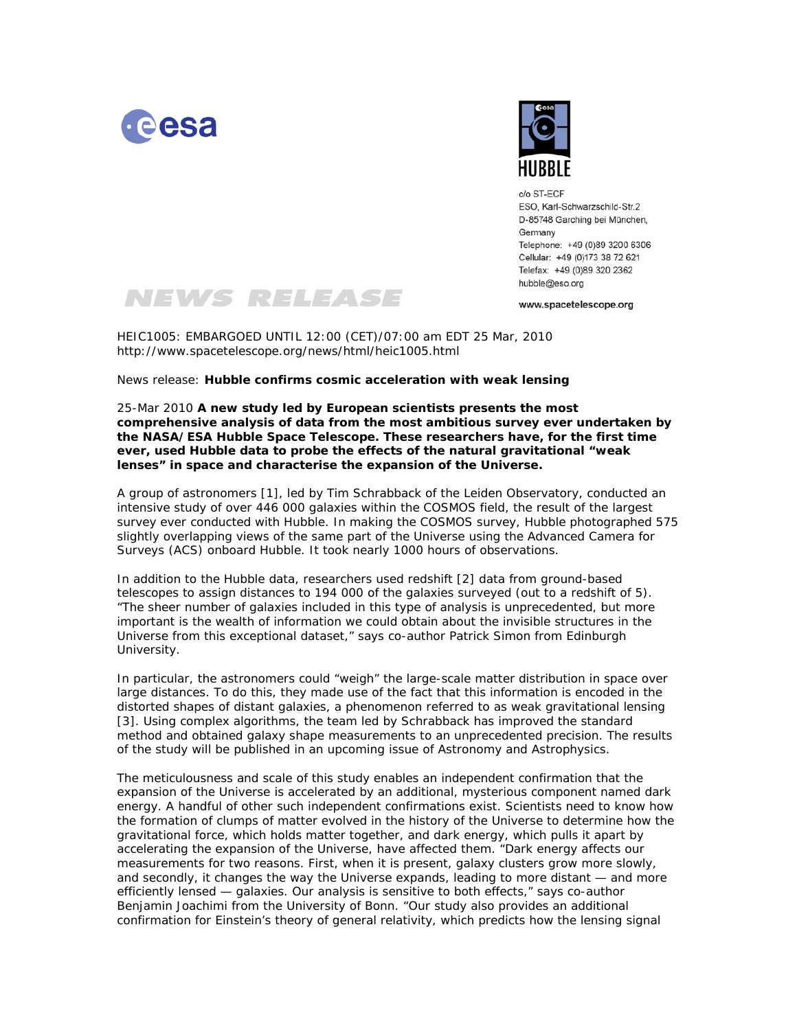c/o ST-ECF
ESO, Karl-Schwarzschild-Str.2
D-85748 Garching bei München,
Germany
Telephone: +49 (0)89 3200 6306
Cellular: +49 (0)173 38 72 621
Telefax: +49 (0)89 320 2362
hubble@eso.org

www.spacetelescope.org

# NEWS RELEASE

HEIC1005: EMBARGOED UNTIL 12:00 (CET)/07:00 am EDT 25 Mar, 2010
http://www.spacetelescope.org/news/html/heic1005.html

News release: **Hubble confirms cosmic acceleration with weak lensing**

25-Mar 2010 **A new study led by European scientists presents the most comprehensive analysis of data from the most ambitious survey ever undertaken by the NASA/ESA Hubble Space Telescope. These researchers have, for the first time ever, used Hubble data to probe the effects of the natural gravitational "weak lenses" in space and characterise the expansion of the Universe.**

A group of astronomers [1], led by Tim Schrabback of the Leiden Observatory, conducted an intensive study of over 446 000 galaxies within the COSMOS field, the result of the largest survey ever conducted with Hubble. In making the COSMOS survey, Hubble photographed 575 slightly overlapping views of the same part of the Universe using the Advanced Camera for Surveys (ACS) onboard Hubble. It took nearly 1000 hours of observations.

In addition to the Hubble data, researchers used redshift [2] data from ground-based telescopes to assign distances to 194 000 of the galaxies surveyed (out to a redshift of 5). "The sheer number of galaxies included in this type of analysis is unprecedented, but more important is the wealth of information we could obtain about the invisible structures in the Universe from this exceptional dataset," says co-author Patrick Simon from Edinburgh University.

In particular, the astronomers could "weigh" the large-scale matter distribution in space over large distances. To do this, they made use of the fact that this information is encoded in the distorted shapes of distant galaxies, a phenomenon referred to as weak gravitational lensing [3]. Using complex algorithms, the team led by Schrabback has improved the standard method and obtained galaxy shape measurements to an unprecedented precision. The results of the study will be published in an upcoming issue of Astronomy and Astrophysics.

The meticulousness and scale of this study enables an independent confirmation that the expansion of the Universe is accelerated by an additional, mysterious component named dark energy. A handful of other such independent confirmations exist. Scientists need to know how the formation of clumps of matter evolved in the history of the Universe to determine how the gravitational force, which holds matter together, and dark energy, which pulls it apart by accelerating the expansion of the Universe, have affected them. "Dark energy affects our measurements for two reasons. First, when it is present, galaxy clusters grow more slowly, and secondly, it changes the way the Universe expands, leading to more distant — and more efficiently lensed — galaxies. Our analysis is sensitive to both effects," says co-author Benjamin Joachimi from the University of Bonn. "Our study also provides an additional confirmation for Einstein's theory of general relativity, which predicts how the lensing signal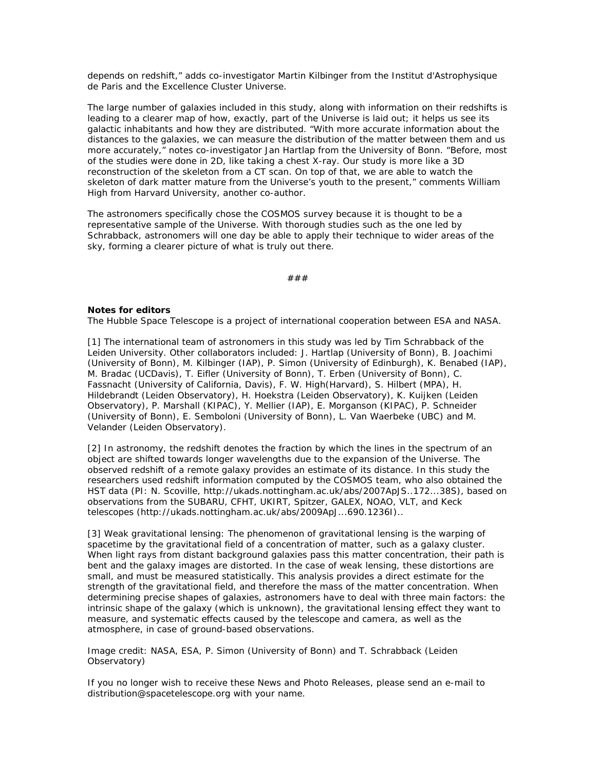depends on redshift," adds co-investigator Martin Kilbinger from the Institut d'Astrophysique de Paris and the Excellence Cluster Universe.

The large number of galaxies included in this study, along with information on their redshifts is leading to a clearer map of how, exactly, part of the Universe is laid out; it helps us see its galactic inhabitants and how they are distributed. "With more accurate information about the distances to the galaxies, we can measure the distribution of the matter between them and us more accurately," notes co-investigator Jan Hartlap from the University of Bonn. "Before, most of the studies were done in 2D, like taking a chest X-ray. Our study is more like a 3D reconstruction of the skeleton from a CT scan. On top of that, we are able to watch the skeleton of dark matter mature from the Universe's youth to the present," comments William High from Harvard University, another co-author.

The astronomers specifically chose the COSMOS survey because it is thought to be a representative sample of the Universe. With thorough studies such as the one led by Schrabback, astronomers will one day be able to apply their technique to wider areas of the sky, forming a clearer picture of what is truly out there.

###

**Notes for editors**
The Hubble Space Telescope is a project of international cooperation between ESA and NASA.

[1] The international team of astronomers in this study was led by Tim Schrabback of the Leiden University. Other collaborators included: J. Hartlap (University of Bonn), B. Joachimi (University of Bonn), M. Kilbinger (IAP), P. Simon (University of Edinburgh), K. Benabed (IAP), M. Bradac (UCDavis), T. Eifler (University of Bonn), T. Erben (University of Bonn), C. Fassnacht (University of California, Davis), F. W. High(Harvard), S. Hilbert (MPA), H. Hildebrandt (Leiden Observatory), H. Hoekstra (Leiden Observatory), K. Kuijken (Leiden Observatory), P. Marshall (KIPAC), Y. Mellier (IAP), E. Morganson (KIPAC), P. Schneider (University of Bonn), E. Semboloni (University of Bonn), L. Van Waerbeke (UBC) and M. Velander (Leiden Observatory).

[2] In astronomy, the redshift denotes the fraction by which the lines in the spectrum of an object are shifted towards longer wavelengths due to the expansion of the Universe. The observed redshift of a remote galaxy provides an estimate of its distance. In this study the researchers used redshift information computed by the COSMOS team, who also obtained the HST data (PI: N. Scoville, http://ukads.nottingham.ac.uk/abs/2007ApJS..172...38S), based on observations from the SUBARU, CFHT, UKIRT, Spitzer, GALEX, NOAO, VLT, and Keck telescopes (http://ukads.nottingham.ac.uk/abs/2009ApJ...690.1236I)..

[3] Weak gravitational lensing: The phenomenon of gravitational lensing is the warping of spacetime by the gravitational field of a concentration of matter, such as a galaxy cluster. When light rays from distant background galaxies pass this matter concentration, their path is bent and the galaxy images are distorted. In the case of weak lensing, these distortions are small, and must be measured statistically. This analysis provides a direct estimate for the strength of the gravitational field, and therefore the mass of the matter concentration. When determining precise shapes of galaxies, astronomers have to deal with three main factors: the intrinsic shape of the galaxy (which is unknown), the gravitational lensing effect they want to measure, and systematic effects caused by the telescope and camera, as well as the atmosphere, in case of ground-based observations.

Image credit: NASA, ESA, P. Simon (University of Bonn) and T. Schrabback (Leiden Observatory)

If you no longer wish to receive these News and Photo Releases, please send an e-mail to distribution@spacetelescope.org with your name.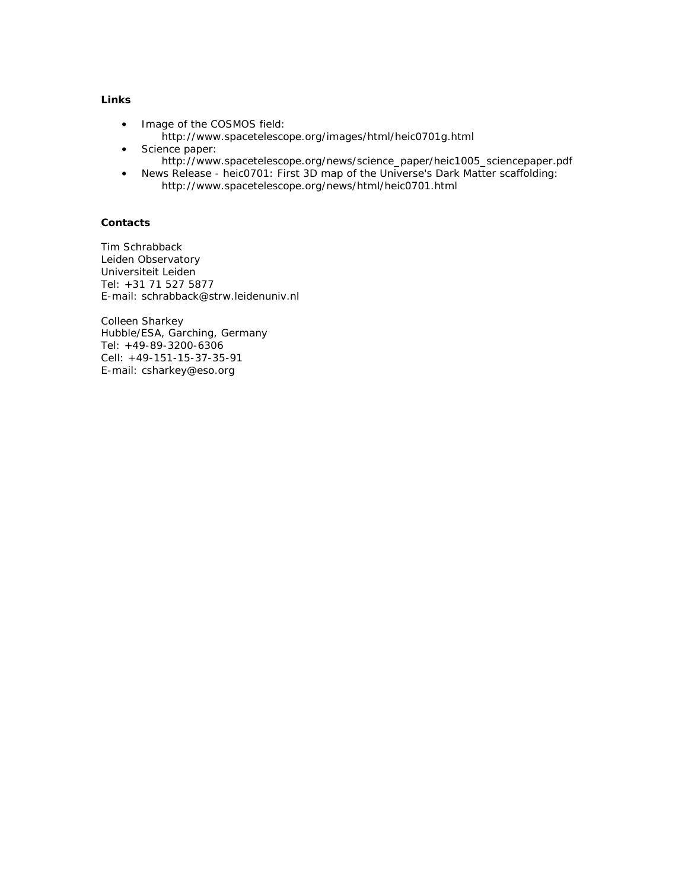**Links**

- Image of the COSMOS field:
  http://www.spacetelescope.org/images/html/heic0701g.html
- Science paper:
  http://www.spacetelescope.org/news/science_paper/heic1005_sciencepaper.pdf
- News Release - heic0701: First 3D map of the Universe's Dark Matter scaffolding:
  http://www.spacetelescope.org/news/html/heic0701.html

**Contacts**

Tim Schrabback
Leiden Observatory
Universiteit Leiden
Tel: +31 71 527 5877
E-mail: schrabback@strw.leidenuniv.nl

Colleen Sharkey
Hubble/ESA, Garching, Germany
Tel: +49-89-3200-6306
Cell: +49-151-15-37-35-91
E-mail: csharkey@eso.org